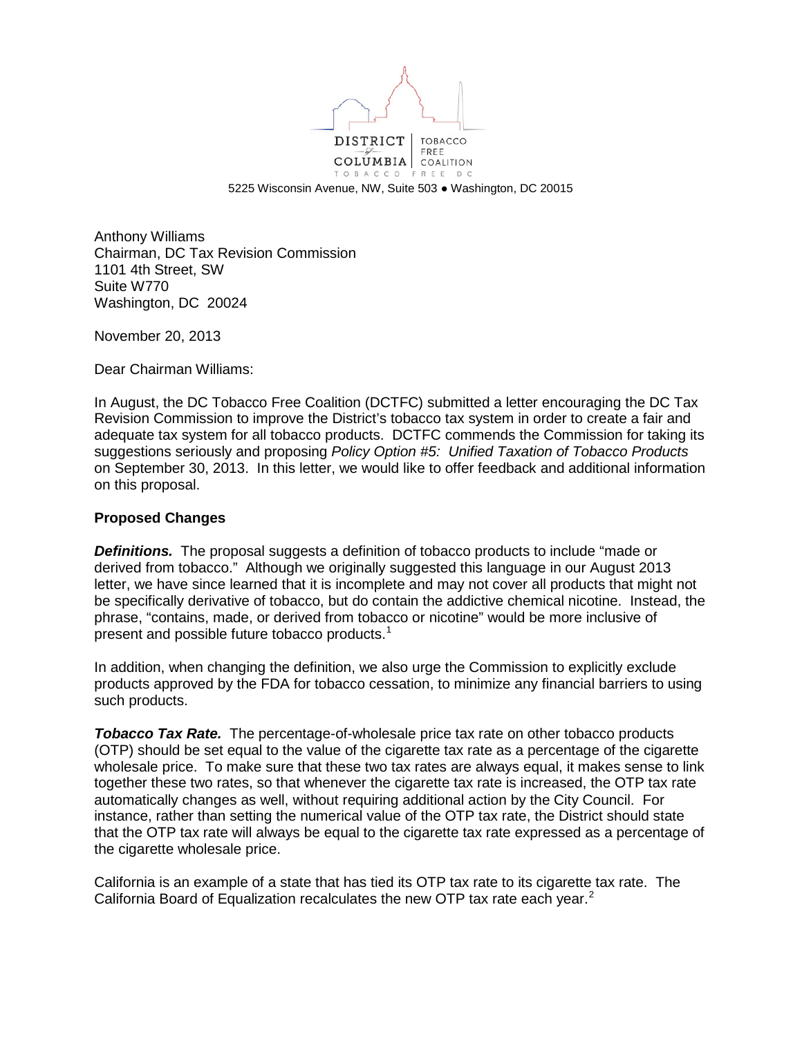DISTRICT of COLUMBIA | TOBACCO FREE COALITION

TOBACCO FREE DC

5225 Wisconsin Avenue, NW, Suite 503 ● Washington, DC 20015

Anthony Williams
Chairman, DC Tax Revision Commission
1101 4th Street, SW
Suite W770
Washington, DC 20024

November 20, 2013

Dear Chairman Williams:

In August, the DC Tobacco Free Coalition (DCTFC) submitted a letter encouraging the DC Tax Revision Commission to improve the District's tobacco tax system in order to create a fair and adequate tax system for all tobacco products. DCTFC commends the Commission for taking its suggestions seriously and proposing *Policy Option #5: Unified Taxation of Tobacco Products* on September 30, 2013. In this letter, we would like to offer feedback and additional information on this proposal.

**Proposed Changes**

***Definitions.*** The proposal suggests a definition of tobacco products to include "made or derived from tobacco." Although we originally suggested this language in our August 2013 letter, we have since learned that it is incomplete and may not cover all products that might not be specifically derivative of tobacco, but do contain the addictive chemical nicotine. Instead, the phrase, "contains, made, or derived from tobacco or nicotine" would be more inclusive of present and possible future tobacco products.[1]

In addition, when changing the definition, we also urge the Commission to explicitly exclude products approved by the FDA for tobacco cessation, to minimize any financial barriers to using such products.

***Tobacco Tax Rate.*** The percentage-of-wholesale price tax rate on other tobacco products (OTP) should be set equal to the value of the cigarette tax rate as a percentage of the cigarette wholesale price. To make sure that these two tax rates are always equal, it makes sense to link together these two rates, so that whenever the cigarette tax rate is increased, the OTP tax rate automatically changes as well, without requiring additional action by the City Council. For instance, rather than setting the numerical value of the OTP tax rate, the District should state that the OTP tax rate will always be equal to the cigarette tax rate expressed as a percentage of the cigarette wholesale price.

California is an example of a state that has tied its OTP tax rate to its cigarette tax rate. The California Board of Equalization recalculates the new OTP tax rate each year.[2]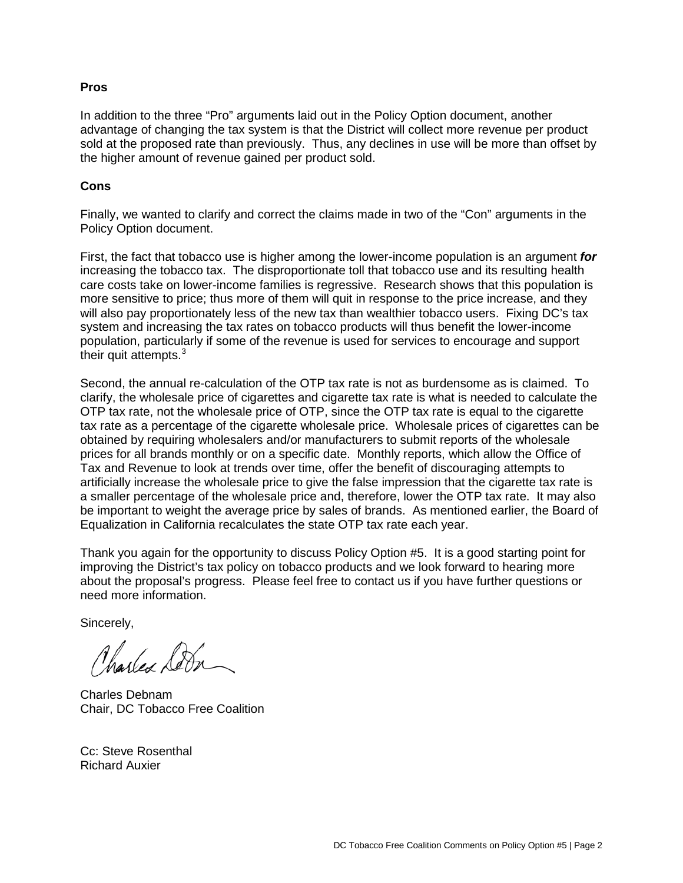**Pros**

In addition to the three "Pro" arguments laid out in the Policy Option document, another advantage of changing the tax system is that the District will collect more revenue per product sold at the proposed rate than previously. Thus, any declines in use will be more than offset by the higher amount of revenue gained per product sold.

**Cons**

Finally, we wanted to clarify and correct the claims made in two of the "Con" arguments in the Policy Option document.

First, the fact that tobacco use is higher among the lower-income population is an argument ***for*** increasing the tobacco tax. The disproportionate toll that tobacco use and its resulting health care costs take on lower-income families is regressive. Research shows that this population is more sensitive to price; thus more of them will quit in response to the price increase, and they will also pay proportionately less of the new tax than wealthier tobacco users. Fixing DC's tax system and increasing the tax rates on tobacco products will thus benefit the lower-income population, particularly if some of the revenue is used for services to encourage and support their quit attempts.[3]

Second, the annual re-calculation of the OTP tax rate is not as burdensome as is claimed. To clarify, the wholesale price of cigarettes and cigarette tax rate is what is needed to calculate the OTP tax rate, not the wholesale price of OTP, since the OTP tax rate is equal to the cigarette tax rate as a percentage of the cigarette wholesale price. Wholesale prices of cigarettes can be obtained by requiring wholesalers and/or manufacturers to submit reports of the wholesale prices for all brands monthly or on a specific date. Monthly reports, which allow the Office of Tax and Revenue to look at trends over time, offer the benefit of discouraging attempts to artificially increase the wholesale price to give the false impression that the cigarette tax rate is a smaller percentage of the wholesale price and, therefore, lower the OTP tax rate. It may also be important to weight the average price by sales of brands. As mentioned earlier, the Board of Equalization in California recalculates the state OTP tax rate each year.

Thank you again for the opportunity to discuss Policy Option #5. It is a good starting point for improving the District's tax policy on tobacco products and we look forward to hearing more about the proposal's progress. Please feel free to contact us if you have further questions or need more information.

Sincerely,

Charles Debnam
Chair, DC Tobacco Free Coalition

Cc: Steve Rosenthal
Richard Auxier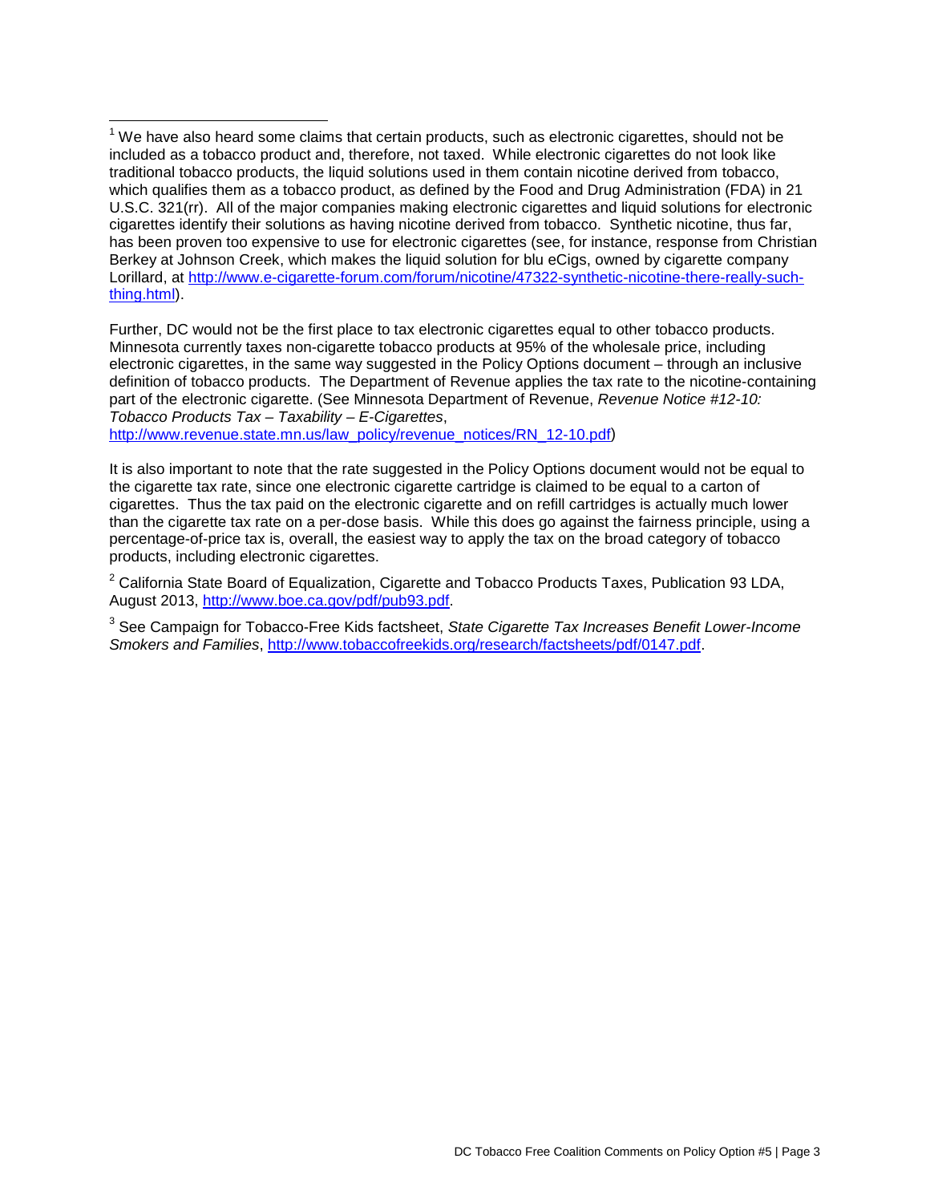[1] We have also heard some claims that certain products, such as electronic cigarettes, should not be included as a tobacco product and, therefore, not taxed. While electronic cigarettes do not look like traditional tobacco products, the liquid solutions used in them contain nicotine derived from tobacco, which qualifies them as a tobacco product, as defined by the Food and Drug Administration (FDA) in 21 U.S.C. 321(rr). All of the major companies making electronic cigarettes and liquid solutions for electronic cigarettes identify their solutions as having nicotine derived from tobacco. Synthetic nicotine, thus far, has been proven too expensive to use for electronic cigarettes (see, for instance, response from Christian Berkey at Johnson Creek, which makes the liquid solution for blu eCigs, owned by cigarette company Lorillard, at http://www.e-cigarette-forum.com/forum/nicotine/47322-synthetic-nicotine-there-really-such-thing.html).

Further, DC would not be the first place to tax electronic cigarettes equal to other tobacco products. Minnesota currently taxes non-cigarette tobacco products at 95% of the wholesale price, including electronic cigarettes, in the same way suggested in the Policy Options document – through an inclusive definition of tobacco products. The Department of Revenue applies the tax rate to the nicotine-containing part of the electronic cigarette. (See Minnesota Department of Revenue, *Revenue Notice #12-10: Tobacco Products Tax – Taxability – E-Cigarettes*, http://www.revenue.state.mn.us/law_policy/revenue_notices/RN_12-10.pdf)

It is also important to note that the rate suggested in the Policy Options document would not be equal to the cigarette tax rate, since one electronic cigarette cartridge is claimed to be equal to a carton of cigarettes. Thus the tax paid on the electronic cigarette and on refill cartridges is actually much lower than the cigarette tax rate on a per-dose basis. While this does go against the fairness principle, using a percentage-of-price tax is, overall, the easiest way to apply the tax on the broad category of tobacco products, including electronic cigarettes.

[2] California State Board of Equalization, Cigarette and Tobacco Products Taxes, Publication 93 LDA, August 2013, http://www.boe.ca.gov/pdf/pub93.pdf.

[3] See Campaign for Tobacco-Free Kids factsheet, *State Cigarette Tax Increases Benefit Lower-Income Smokers and Families*, http://www.tobaccofreekids.org/research/factsheets/pdf/0147.pdf.